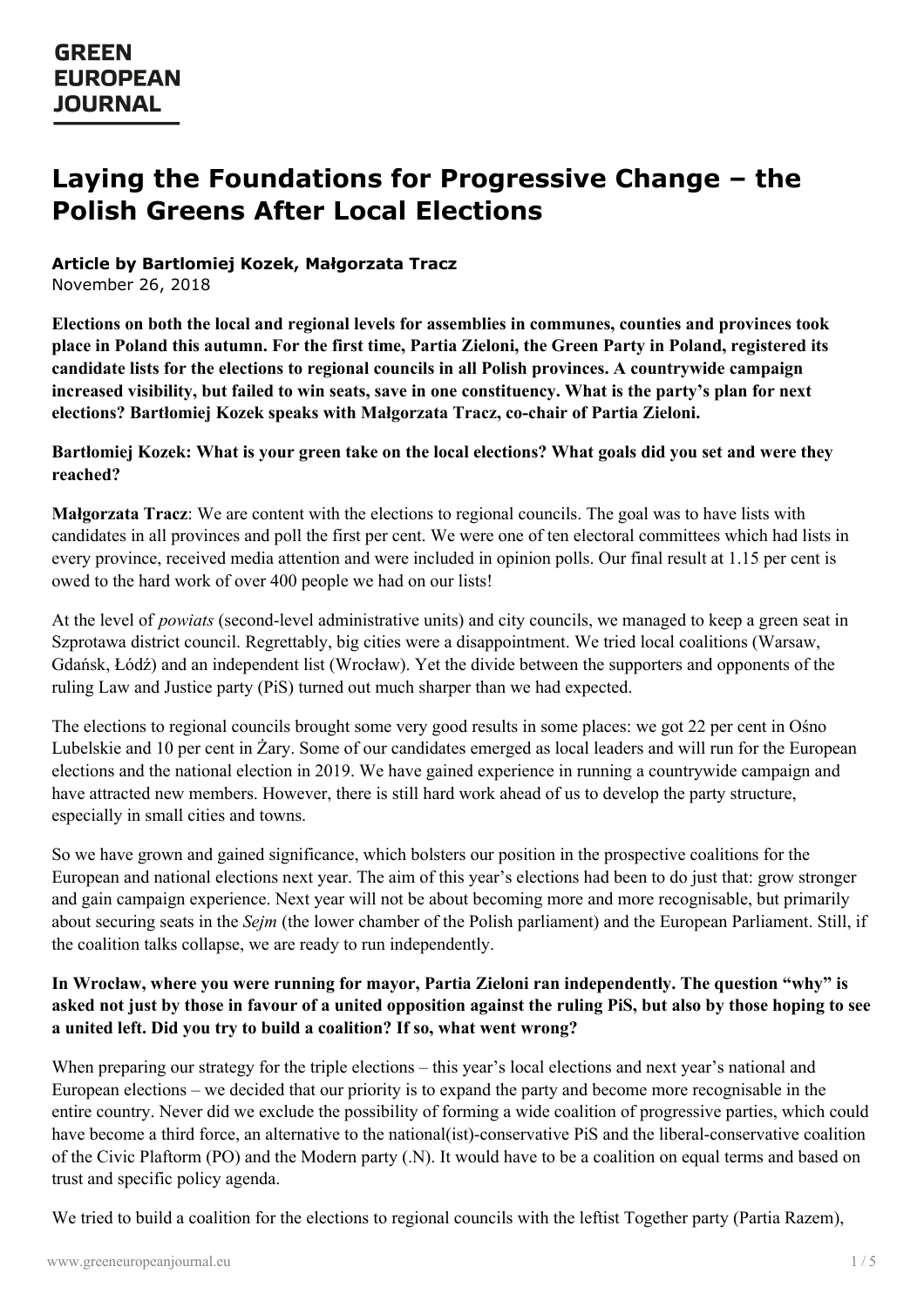**GREEN EUROPEAN JOURNAL**

# Laying the Foundations for Progressive Change – the Polish Greens After Local Elections

**Article by Bartlomiej Kozek, Małgorzata Tracz**
November 26, 2018

**Elections on both the local and regional levels for assemblies in communes, counties and provinces took place in Poland this autumn. For the first time, Partia Zieloni, the Green Party in Poland, registered its candidate lists for the elections to regional councils in all Polish provinces. A countrywide campaign increased visibility, but failed to win seats, save in one constituency. What is the party's plan for next elections? Bartłomiej Kozek speaks with Małgorzata Tracz, co-chair of Partia Zieloni.**

**Bartłomiej Kozek: What is your green take on the local elections? What goals did you set and were they reached?**

**Małgorzata Tracz**: We are content with the elections to regional councils. The goal was to have lists with candidates in all provinces and poll the first per cent. We were one of ten electoral committees which had lists in every province, received media attention and were included in opinion polls. Our final result at 1.15 per cent is owed to the hard work of over 400 people we had on our lists!

At the level of *powiats* (second-level administrative units) and city councils, we managed to keep a green seat in Szprotawa district council. Regrettably, big cities were a disappointment. We tried local coalitions (Warsaw, Gdańsk, Łódź) and an independent list (Wrocław). Yet the divide between the supporters and opponents of the ruling Law and Justice party (PiS) turned out much sharper than we had expected.

The elections to regional councils brought some very good results in some places: we got 22 per cent in Ośno Lubelskie and 10 per cent in Żary. Some of our candidates emerged as local leaders and will run for the European elections and the national election in 2019. We have gained experience in running a countrywide campaign and have attracted new members. However, there is still hard work ahead of us to develop the party structure, especially in small cities and towns.

So we have grown and gained significance, which bolsters our position in the prospective coalitions for the European and national elections next year. The aim of this year's elections had been to do just that: grow stronger and gain campaign experience. Next year will not be about becoming more and more recognisable, but primarily about securing seats in the *Sejm* (the lower chamber of the Polish parliament) and the European Parliament. Still, if the coalition talks collapse, we are ready to run independently.

**In Wrocław, where you were running for mayor, Partia Zieloni ran independently. The question "why" is asked not just by those in favour of a united opposition against the ruling PiS, but also by those hoping to see a united left. Did you try to build a coalition? If so, what went wrong?**

When preparing our strategy for the triple elections – this year's local elections and next year's national and European elections – we decided that our priority is to expand the party and become more recognisable in the entire country. Never did we exclude the possibility of forming a wide coalition of progressive parties, which could have become a third force, an alternative to the national(ist)-conservative PiS and the liberal-conservative coalition of the Civic Plaftorm (PO) and the Modern party (.N). It would have to be a coalition on equal terms and based on trust and specific policy agenda.

We tried to build a coalition for the elections to regional councils with the leftist Together party (Partia Razem),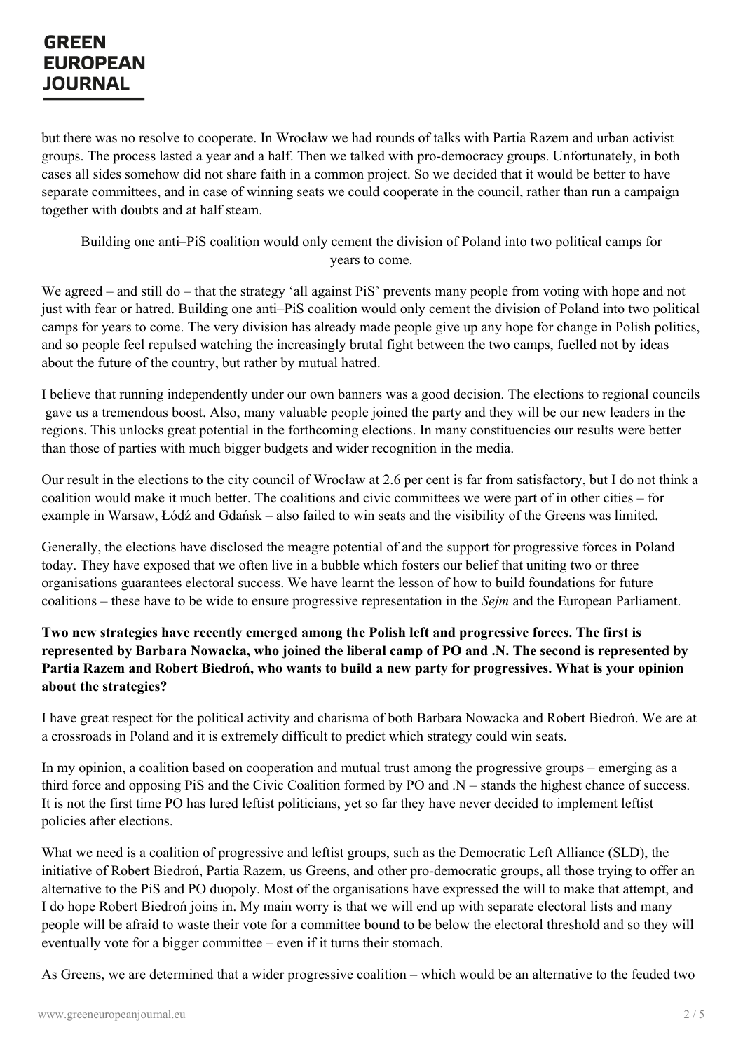but there was no resolve to cooperate. In Wrocław we had rounds of talks with Partia Razem and urban activist groups. The process lasted a year and a half. Then we talked with pro-democracy groups. Unfortunately, in both cases all sides somehow did not share faith in a common project. So we decided that it would be better to have separate committees, and in case of winning seats we could cooperate in the council, rather than run a campaign together with doubts and at half steam.

> Building one anti–PiS coalition would only cement the division of Poland into two political camps for years to come.

We agreed – and still do – that the strategy 'all against PiS' prevents many people from voting with hope and not just with fear or hatred. Building one anti–PiS coalition would only cement the division of Poland into two political camps for years to come. The very division has already made people give up any hope for change in Polish politics, and so people feel repulsed watching the increasingly brutal fight between the two camps, fuelled not by ideas about the future of the country, but rather by mutual hatred.

I believe that running independently under our own banners was a good decision. The elections to regional councils gave us a tremendous boost. Also, many valuable people joined the party and they will be our new leaders in the regions. This unlocks great potential in the forthcoming elections. In many constituencies our results were better than those of parties with much bigger budgets and wider recognition in the media.

Our result in the elections to the city council of Wrocław at 2.6 per cent is far from satisfactory, but I do not think a coalition would make it much better. The coalitions and civic committees we were part of in other cities – for example in Warsaw, Łódź and Gdańsk – also failed to win seats and the visibility of the Greens was limited.

Generally, the elections have disclosed the meagre potential of and the support for progressive forces in Poland today. They have exposed that we often live in a bubble which fosters our belief that uniting two or three organisations guarantees electoral success. We have learnt the lesson of how to build foundations for future coalitions – these have to be wide to ensure progressive representation in the *Sejm* and the European Parliament.

**Two new strategies have recently emerged among the Polish left and progressive forces. The first is represented by Barbara Nowacka, who joined the liberal camp of PO and .N. The second is represented by Partia Razem and Robert Biedroń, who wants to build a new party for progressives. What is your opinion about the strategies?**

I have great respect for the political activity and charisma of both Barbara Nowacka and Robert Biedroń. We are at a crossroads in Poland and it is extremely difficult to predict which strategy could win seats.

In my opinion, a coalition based on cooperation and mutual trust among the progressive groups – emerging as a third force and opposing PiS and the Civic Coalition formed by PO and .N – stands the highest chance of success. It is not the first time PO has lured leftist politicians, yet so far they have never decided to implement leftist policies after elections.

What we need is a coalition of progressive and leftist groups, such as the Democratic Left Alliance (SLD), the initiative of Robert Biedroń, Partia Razem, us Greens, and other pro-democratic groups, all those trying to offer an alternative to the PiS and PO duopoly. Most of the organisations have expressed the will to make that attempt, and I do hope Robert Biedroń joins in. My main worry is that we will end up with separate electoral lists and many people will be afraid to waste their vote for a committee bound to be below the electoral threshold and so they will eventually vote for a bigger committee – even if it turns their stomach.

As Greens, we are determined that a wider progressive coalition – which would be an alternative to the feuded two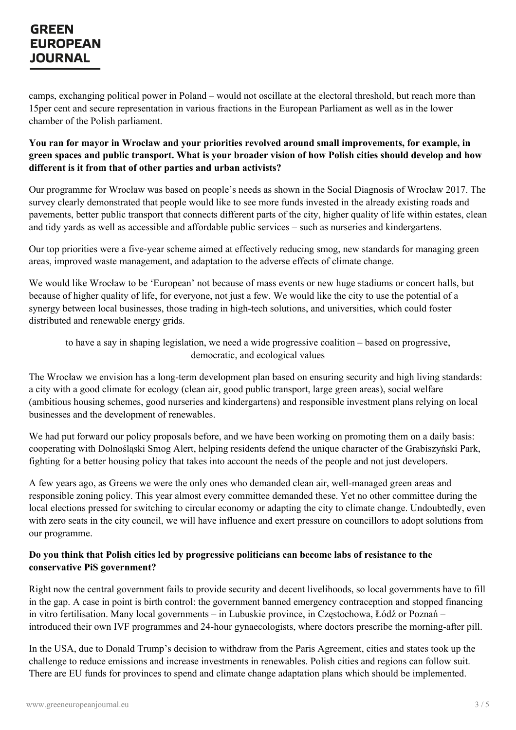camps, exchanging political power in Poland – would not oscillate at the electoral threshold, but reach more than 15per cent and secure representation in various fractions in the European Parliament as well as in the lower chamber of the Polish parliament.

**You ran for mayor in Wrocław and your priorities revolved around small improvements, for example, in green spaces and public transport. What is your broader vision of how Polish cities should develop and how different is it from that of other parties and urban activists?**

Our programme for Wrocław was based on people's needs as shown in the Social Diagnosis of Wrocław 2017. The survey clearly demonstrated that people would like to see more funds invested in the already existing roads and pavements, better public transport that connects different parts of the city, higher quality of life within estates, clean and tidy yards as well as accessible and affordable public services – such as nurseries and kindergartens.

Our top priorities were a five-year scheme aimed at effectively reducing smog, new standards for managing green areas, improved waste management, and adaptation to the adverse effects of climate change.

We would like Wrocław to be 'European' not because of mass events or new huge stadiums or concert halls, but because of higher quality of life, for everyone, not just a few. We would like the city to use the potential of a synergy between local businesses, those trading in high-tech solutions, and universities, which could foster distributed and renewable energy grids.

> to have a say in shaping legislation, we need a wide progressive coalition – based on progressive, democratic, and ecological values

The Wrocław we envision has a long-term development plan based on ensuring security and high living standards: a city with a good climate for ecology (clean air, good public transport, large green areas), social welfare (ambitious housing schemes, good nurseries and kindergartens) and responsible investment plans relying on local businesses and the development of renewables.

We had put forward our policy proposals before, and we have been working on promoting them on a daily basis: cooperating with Dolnośląski Smog Alert, helping residents defend the unique character of the Grabiszyński Park, fighting for a better housing policy that takes into account the needs of the people and not just developers.

A few years ago, as Greens we were the only ones who demanded clean air, well-managed green areas and responsible zoning policy. This year almost every committee demanded these. Yet no other committee during the local elections pressed for switching to circular economy or adapting the city to climate change. Undoubtedly, even with zero seats in the city council, we will have influence and exert pressure on councillors to adopt solutions from our programme.

**Do you think that Polish cities led by progressive politicians can become labs of resistance to the conservative PiS government?**

Right now the central government fails to provide security and decent livelihoods, so local governments have to fill in the gap. A case in point is birth control: the government banned emergency contraception and stopped financing in vitro fertilisation. Many local governments – in Lubuskie province, in Częstochowa, Łódź or Poznań – introduced their own IVF programmes and 24-hour gynaecologists, where doctors prescribe the morning-after pill.

In the USA, due to Donald Trump's decision to withdraw from the Paris Agreement, cities and states took up the challenge to reduce emissions and increase investments in renewables. Polish cities and regions can follow suit. There are EU funds for provinces to spend and climate change adaptation plans which should be implemented.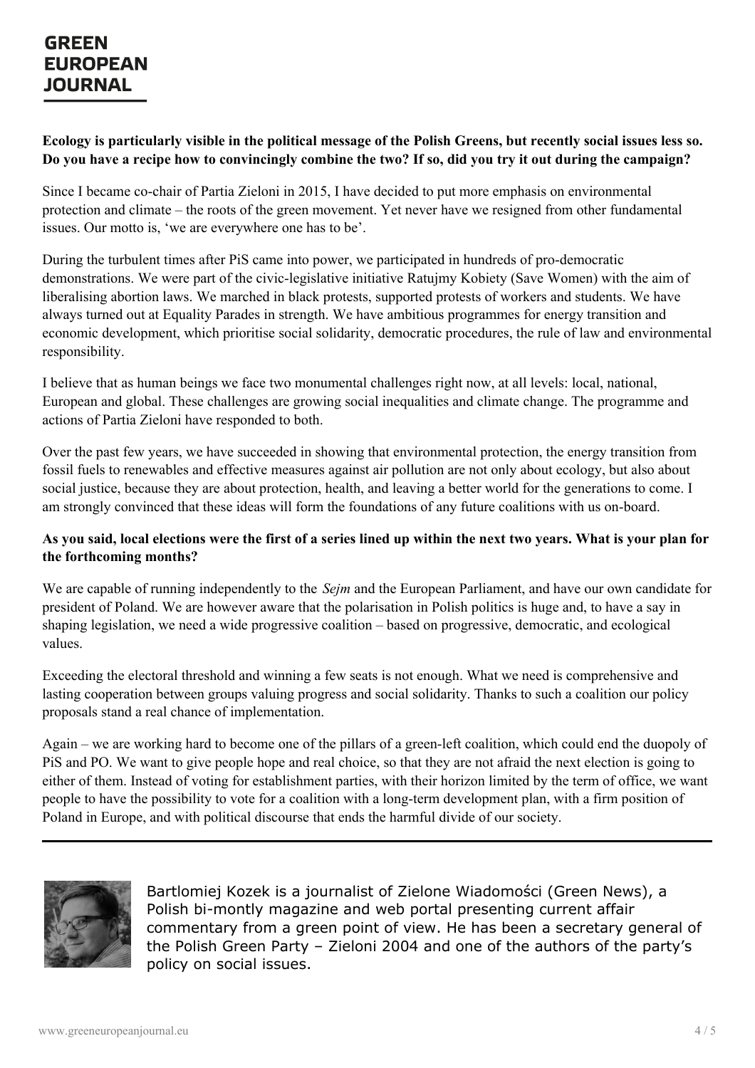**Ecology is particularly visible in the political message of the Polish Greens, but recently social issues less so. Do you have a recipe how to convincingly combine the two? If so, did you try it out during the campaign?**

Since I became co-chair of Partia Zieloni in 2015, I have decided to put more emphasis on environmental protection and climate – the roots of the green movement. Yet never have we resigned from other fundamental issues. Our motto is, 'we are everywhere one has to be'.

During the turbulent times after PiS came into power, we participated in hundreds of pro-democratic demonstrations. We were part of the civic-legislative initiative Ratujmy Kobiety (Save Women) with the aim of liberalising abortion laws. We marched in black protests, supported protests of workers and students. We have always turned out at Equality Parades in strength. We have ambitious programmes for energy transition and economic development, which prioritise social solidarity, democratic procedures, the rule of law and environmental responsibility.

I believe that as human beings we face two monumental challenges right now, at all levels: local, national, European and global. These challenges are growing social inequalities and climate change. The programme and actions of Partia Zieloni have responded to both.

Over the past few years, we have succeeded in showing that environmental protection, the energy transition from fossil fuels to renewables and effective measures against air pollution are not only about ecology, but also about social justice, because they are about protection, health, and leaving a better world for the generations to come. I am strongly convinced that these ideas will form the foundations of any future coalitions with us on-board.

**As you said, local elections were the first of a series lined up within the next two years. What is your plan for the forthcoming months?**

We are capable of running independently to the *Sejm* and the European Parliament, and have our own candidate for president of Poland. We are however aware that the polarisation in Polish politics is huge and, to have a say in shaping legislation, we need a wide progressive coalition – based on progressive, democratic, and ecological values.

Exceeding the electoral threshold and winning a few seats is not enough. What we need is comprehensive and lasting cooperation between groups valuing progress and social solidarity. Thanks to such a coalition our policy proposals stand a real chance of implementation.

Again – we are working hard to become one of the pillars of a green-left coalition, which could end the duopoly of PiS and PO. We want to give people hope and real choice, so that they are not afraid the next election is going to either of them. Instead of voting for establishment parties, with their horizon limited by the term of office, we want people to have the possibility to vote for a coalition with a long-term development plan, with a firm position of Poland in Europe, and with political discourse that ends the harmful divide of our society.

---

Bartlomiej Kozek is a journalist of Zielone Wiadomości (Green News), a Polish bi-montly magazine and web portal presenting current affair commentary from a green point of view. He has been a secretary general of the Polish Green Party – Zieloni 2004 and one of the authors of the party's policy on social issues.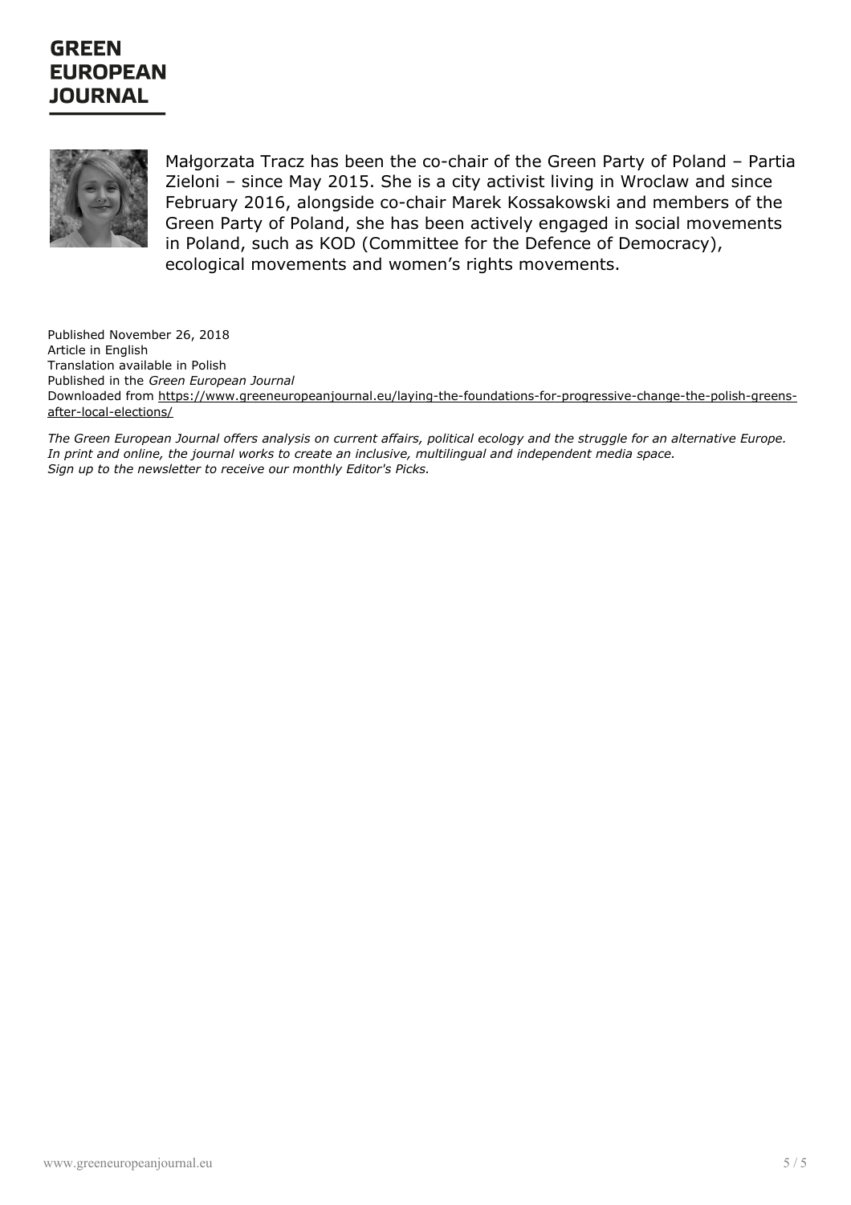Małgorzata Tracz has been the co-chair of the Green Party of Poland – Partia Zieloni – since May 2015. She is a city activist living in Wroclaw and since February 2016, alongside co-chair Marek Kossakowski and members of the Green Party of Poland, she has been actively engaged in social movements in Poland, such as KOD (Committee for the Defence of Democracy), ecological movements and women's rights movements.

Published November 26, 2018
Article in English
Translation available in Polish
Published in the *Green European Journal*
Downloaded from https://www.greeneuropeanjournal.eu/laying-the-foundations-for-progressive-change-the-polish-greens-after-local-elections/

*The Green European Journal offers analysis on current affairs, political ecology and the struggle for an alternative Europe. In print and online, the journal works to create an inclusive, multilingual and independent media space. Sign up to the newsletter to receive our monthly Editor's Picks.*